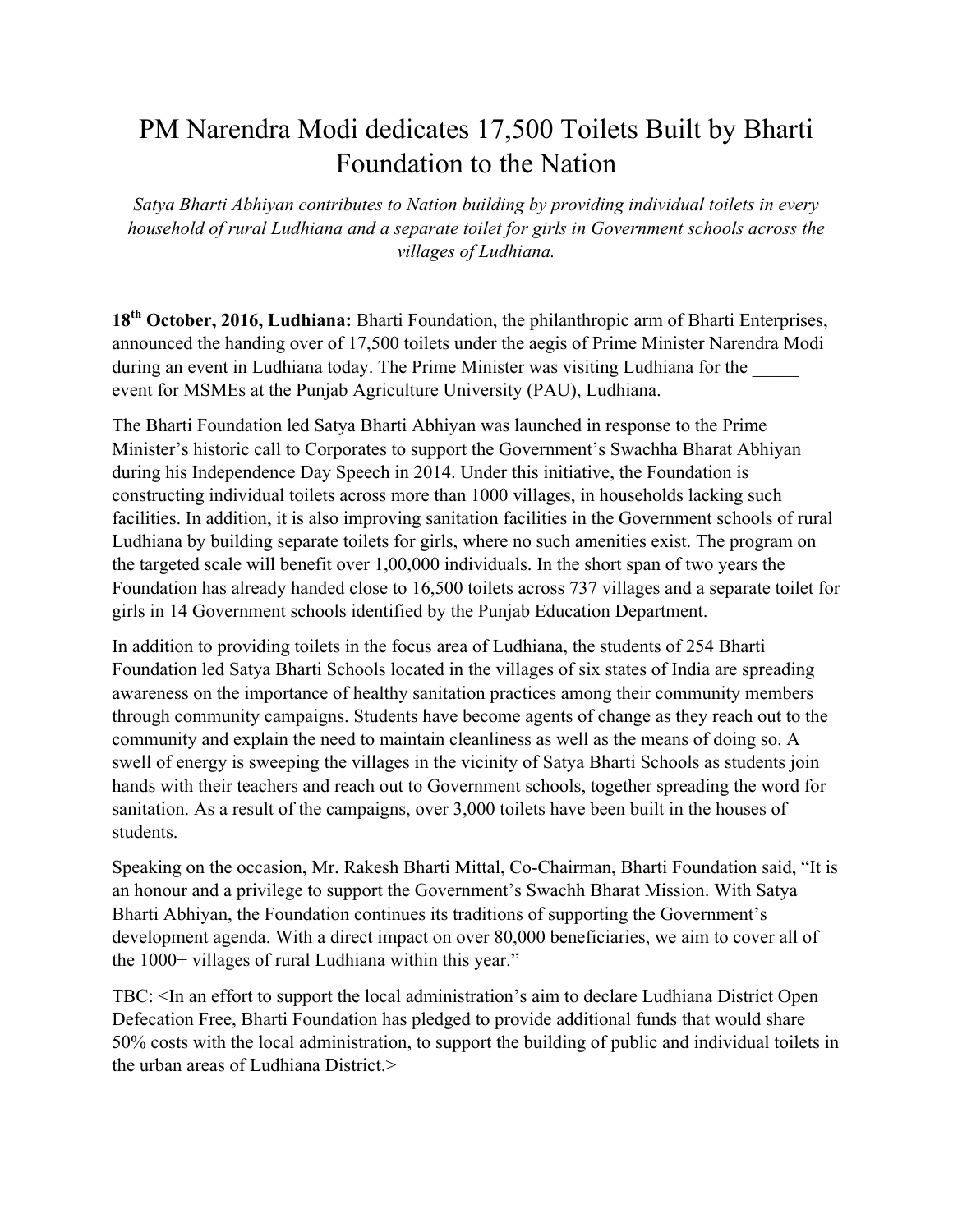# PM Narendra Modi dedicates 17,500 Toilets Built by Bharti Foundation to the Nation

*Satya Bharti Abhiyan contributes to Nation building by providing individual toilets in every household of rural Ludhiana and a separate toilet for girls in Government schools across the villages of Ludhiana.*

**18th October, 2016, Ludhiana:** Bharti Foundation, the philanthropic arm of Bharti Enterprises, announced the handing over of 17,500 toilets under the aegis of Prime Minister Narendra Modi during an event in Ludhiana today. The Prime Minister was visiting Ludhiana for the _____ event for MSMEs at the Punjab Agriculture University (PAU), Ludhiana.

The Bharti Foundation led Satya Bharti Abhiyan was launched in response to the Prime Minister's historic call to Corporates to support the Government's Swachha Bharat Abhiyan during his Independence Day Speech in 2014. Under this initiative, the Foundation is constructing individual toilets across more than 1000 villages, in households lacking such facilities. In addition, it is also improving sanitation facilities in the Government schools of rural Ludhiana by building separate toilets for girls, where no such amenities exist. The program on the targeted scale will benefit over 1,00,000 individuals. In the short span of two years the Foundation has already handed close to 16,500 toilets across 737 villages and a separate toilet for girls in 14 Government schools identified by the Punjab Education Department.

In addition to providing toilets in the focus area of Ludhiana, the students of 254 Bharti Foundation led Satya Bharti Schools located in the villages of six states of India are spreading awareness on the importance of healthy sanitation practices among their community members through community campaigns. Students have become agents of change as they reach out to the community and explain the need to maintain cleanliness as well as the means of doing so. A swell of energy is sweeping the villages in the vicinity of Satya Bharti Schools as students join hands with their teachers and reach out to Government schools, together spreading the word for sanitation. As a result of the campaigns, over 3,000 toilets have been built in the houses of students.

Speaking on the occasion, Mr. Rakesh Bharti Mittal, Co-Chairman, Bharti Foundation said, "It is an honour and a privilege to support the Government's Swachh Bharat Mission. With Satya Bharti Abhiyan, the Foundation continues its traditions of supporting the Government's development agenda. With a direct impact on over 80,000 beneficiaries, we aim to cover all of the 1000+ villages of rural Ludhiana within this year."

TBC: <In an effort to support the local administration's aim to declare Ludhiana District Open Defecation Free, Bharti Foundation has pledged to provide additional funds that would share 50% costs with the local administration, to support the building of public and individual toilets in the urban areas of Ludhiana District.>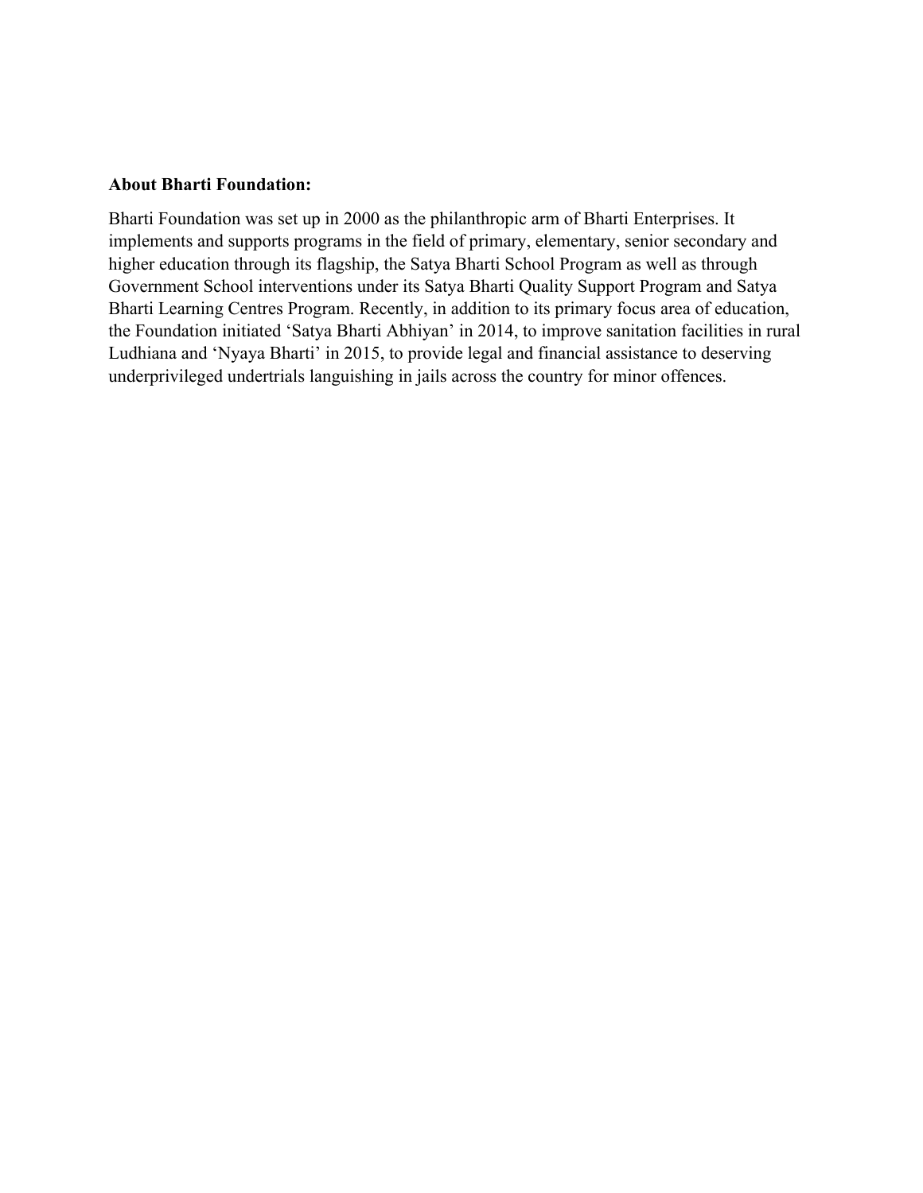**About Bharti Foundation:**

Bharti Foundation was set up in 2000 as the philanthropic arm of Bharti Enterprises. It implements and supports programs in the field of primary, elementary, senior secondary and higher education through its flagship, the Satya Bharti School Program as well as through Government School interventions under its Satya Bharti Quality Support Program and Satya Bharti Learning Centres Program. Recently, in addition to its primary focus area of education, the Foundation initiated 'Satya Bharti Abhiyan' in 2014, to improve sanitation facilities in rural Ludhiana and 'Nyaya Bharti' in 2015, to provide legal and financial assistance to deserving underprivileged undertrials languishing in jails across the country for minor offences.